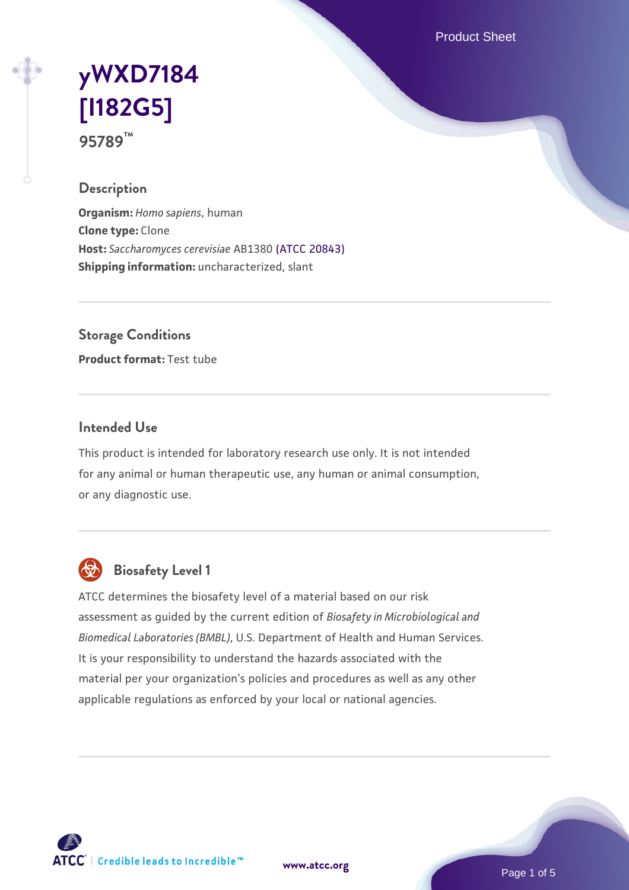# yWXD7184 [I182G5]

**95789™**

## Description

**Organism:** *Homo sapiens*, human
**Clone type:** Clone
**Host:** *Saccharomyces cerevisiae* AB1380 (ATCC 20843)
**Shipping information:** uncharacterized, slant

## Storage Conditions

**Product format:** Test tube

## Intended Use

This product is intended for laboratory research use only. It is not intended for any animal or human therapeutic use, any human or animal consumption, or any diagnostic use.

## Biosafety Level 1

ATCC determines the biosafety level of a material based on our risk assessment as guided by the current edition of *Biosafety in Microbiological and Biomedical Laboratories (BMBL)*, U.S. Department of Health and Human Services. It is your responsibility to understand the hazards associated with the material per your organization's policies and procedures as well as any other applicable regulations as enforced by your local or national agencies.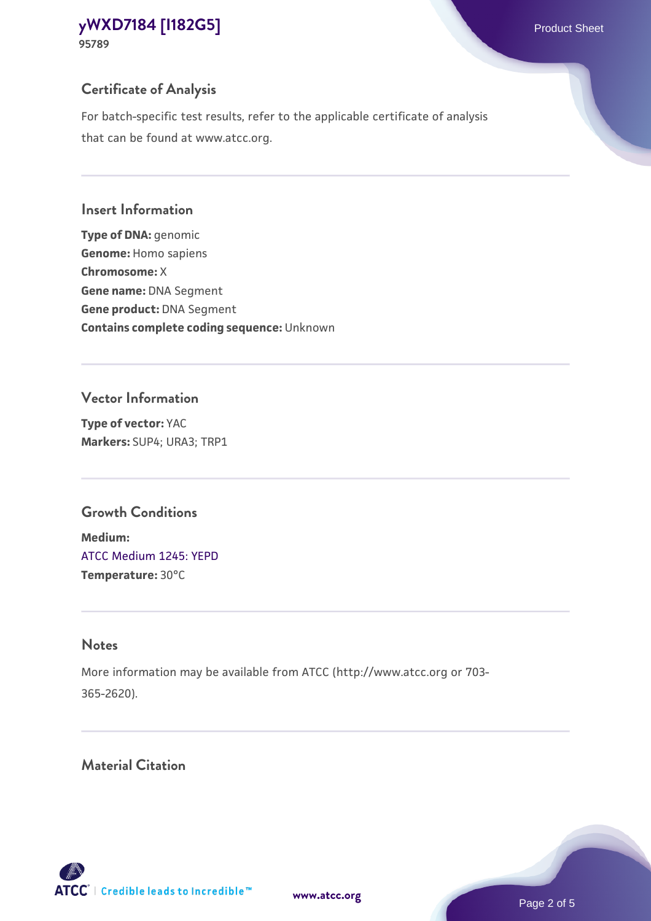## Certificate of Analysis

For batch-specific test results, refer to the applicable certificate of analysis that can be found at www.atcc.org.

## Insert Information

**Type of DNA:** genomic
**Genome:** Homo sapiens
**Chromosome:** X
**Gene name:** DNA Segment
**Gene product:** DNA Segment
**Contains complete coding sequence:** Unknown

## Vector Information

**Type of vector:** YAC
**Markers:** SUP4; URA3; TRP1

## Growth Conditions

**Medium:**
ATCC Medium 1245: YEPD
**Temperature:** 30°C

## Notes

More information may be available from ATCC (http://www.atcc.org or 703-365-2620).

## Material Citation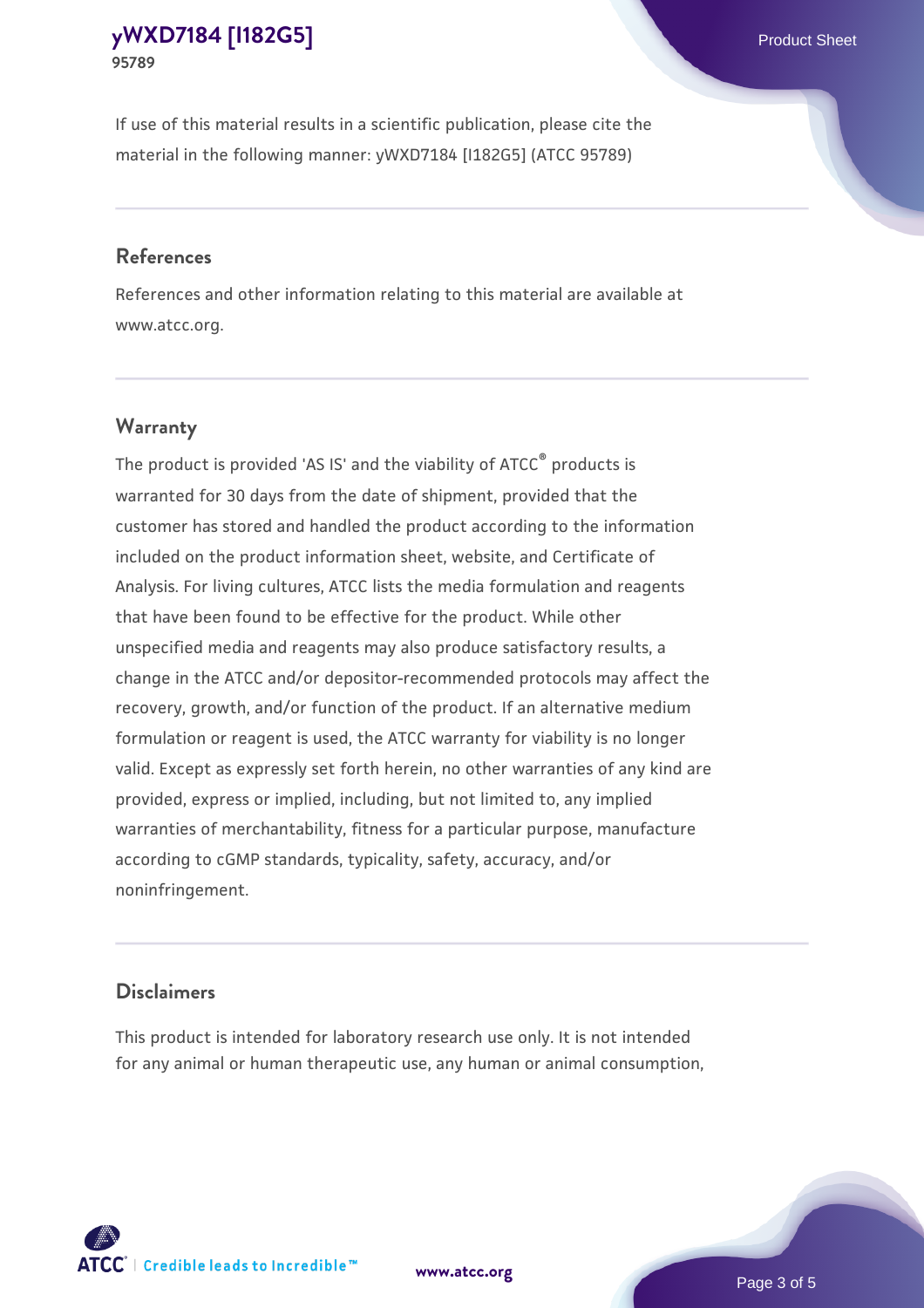If use of this material results in a scientific publication, please cite the material in the following manner: yWXD7184 [I182G5] (ATCC 95789)

## References

References and other information relating to this material are available at www.atcc.org.

## Warranty

The product is provided 'AS IS' and the viability of ATCC® products is warranted for 30 days from the date of shipment, provided that the customer has stored and handled the product according to the information included on the product information sheet, website, and Certificate of Analysis. For living cultures, ATCC lists the media formulation and reagents that have been found to be effective for the product. While other unspecified media and reagents may also produce satisfactory results, a change in the ATCC and/or depositor-recommended protocols may affect the recovery, growth, and/or function of the product. If an alternative medium formulation or reagent is used, the ATCC warranty for viability is no longer valid. Except as expressly set forth herein, no other warranties of any kind are provided, express or implied, including, but not limited to, any implied warranties of merchantability, fitness for a particular purpose, manufacture according to cGMP standards, typicality, safety, accuracy, and/or noninfringement.

## Disclaimers

This product is intended for laboratory research use only. It is not intended for any animal or human therapeutic use, any human or animal consumption,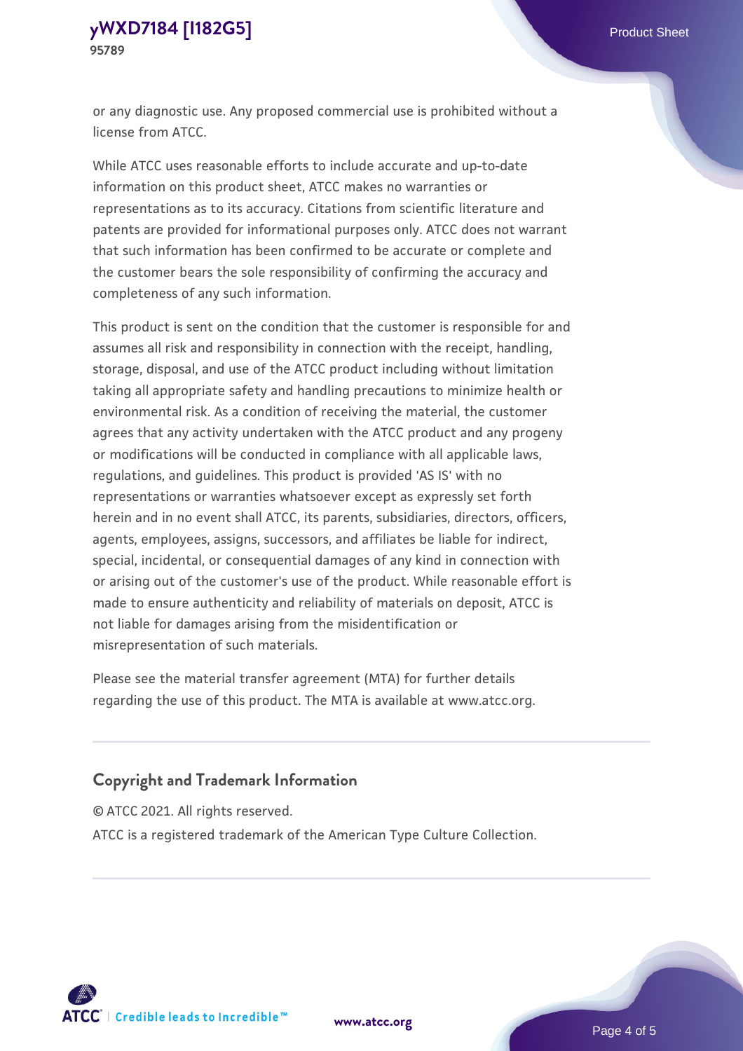or any diagnostic use. Any proposed commercial use is prohibited without a license from ATCC.

While ATCC uses reasonable efforts to include accurate and up-to-date information on this product sheet, ATCC makes no warranties or representations as to its accuracy. Citations from scientific literature and patents are provided for informational purposes only. ATCC does not warrant that such information has been confirmed to be accurate or complete and the customer bears the sole responsibility of confirming the accuracy and completeness of any such information.

This product is sent on the condition that the customer is responsible for and assumes all risk and responsibility in connection with the receipt, handling, storage, disposal, and use of the ATCC product including without limitation taking all appropriate safety and handling precautions to minimize health or environmental risk. As a condition of receiving the material, the customer agrees that any activity undertaken with the ATCC product and any progeny or modifications will be conducted in compliance with all applicable laws, regulations, and guidelines. This product is provided 'AS IS' with no representations or warranties whatsoever except as expressly set forth herein and in no event shall ATCC, its parents, subsidiaries, directors, officers, agents, employees, assigns, successors, and affiliates be liable for indirect, special, incidental, or consequential damages of any kind in connection with or arising out of the customer's use of the product. While reasonable effort is made to ensure authenticity and reliability of materials on deposit, ATCC is not liable for damages arising from the misidentification or misrepresentation of such materials.

Please see the material transfer agreement (MTA) for further details regarding the use of this product. The MTA is available at www.atcc.org.

## Copyright and Trademark Information

© ATCC 2021. All rights reserved.

ATCC is a registered trademark of the American Type Culture Collection.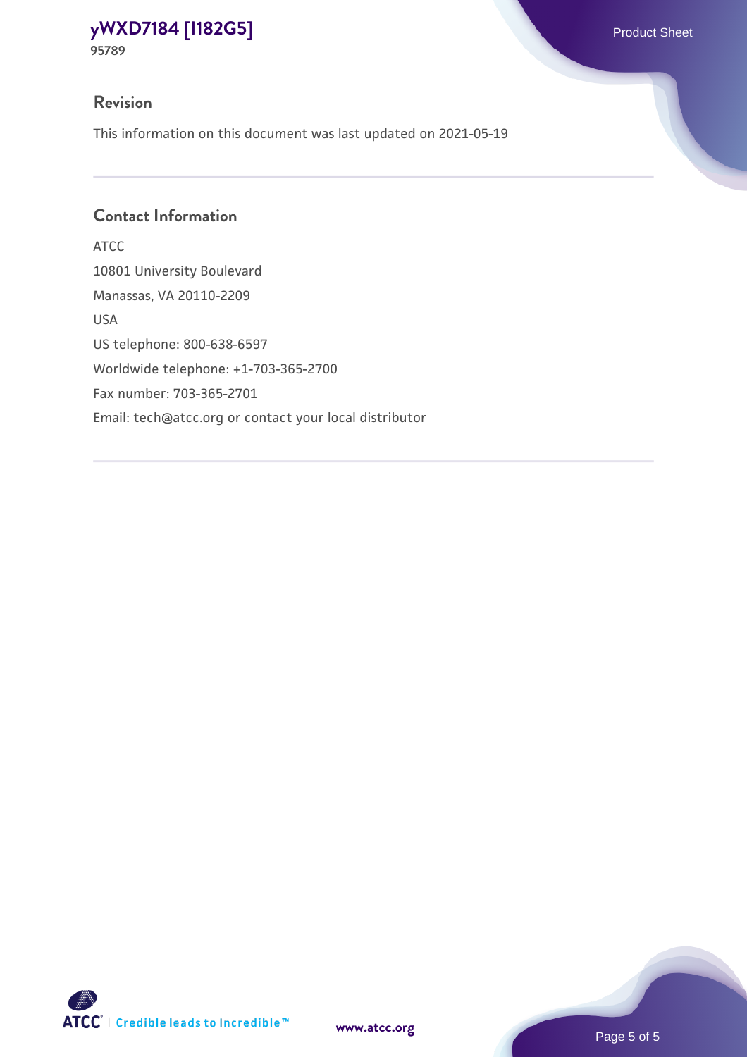## Revision

This information on this document was last updated on 2021-05-19

## Contact Information

ATCC
10801 University Boulevard
Manassas, VA 20110-2209
USA
US telephone: 800-638-6597
Worldwide telephone: +1-703-365-2700
Fax number: 703-365-2701
Email: tech@atcc.org or contact your local distributor